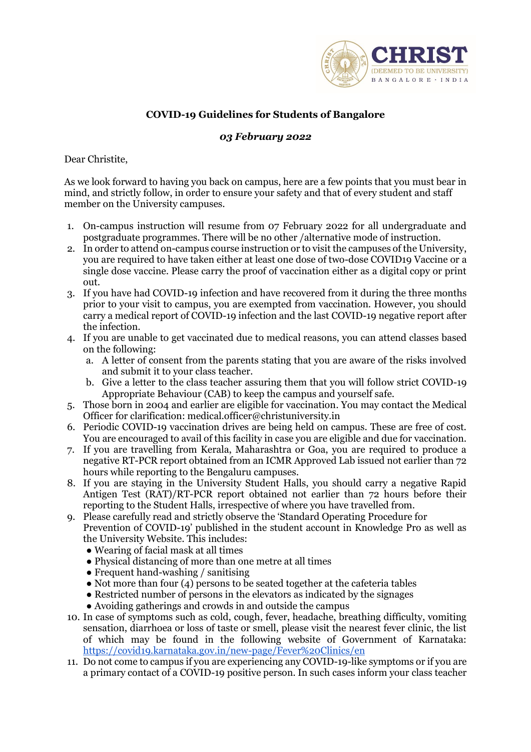**COVID-19 Guidelines for Students of Bangalore**

***03 February 2022***

Dear Christite,

As we look forward to having you back on campus, here are a few points that you must bear in mind, and strictly follow, in order to ensure your safety and that of every student and staff member on the University campuses.

1. On-campus instruction will resume from 07 February 2022 for all undergraduate and postgraduate programmes. There will be no other /alternative mode of instruction.
2. In order to attend on-campus course instruction or to visit the campuses of the University, you are required to have taken either at least one dose of two-dose COVID19 Vaccine or a single dose vaccine. Please carry the proof of vaccination either as a digital copy or print out.
3. If you have had COVID-19 infection and have recovered from it during the three months prior to your visit to campus, you are exempted from vaccination. However, you should carry a medical report of COVID-19 infection and the last COVID-19 negative report after the infection.
4. If you are unable to get vaccinated due to medical reasons, you can attend classes based on the following:
   a. A letter of consent from the parents stating that you are aware of the risks involved and submit it to your class teacher.
   b. Give a letter to the class teacher assuring them that you will follow strict COVID-19 Appropriate Behaviour (CAB) to keep the campus and yourself safe.
5. Those born in 2004 and earlier are eligible for vaccination. You may contact the Medical Officer for clarification: medical.officer@christuniversity.in
6. Periodic COVID-19 vaccination drives are being held on campus. These are free of cost. You are encouraged to avail of this facility in case you are eligible and due for vaccination.
7. If you are travelling from Kerala, Maharashtra or Goa, you are required to produce a negative RT-PCR report obtained from an ICMR Approved Lab issued not earlier than 72 hours while reporting to the Bengaluru campuses.
8. If you are staying in the University Student Halls, you should carry a negative Rapid Antigen Test (RAT)/RT-PCR report obtained not earlier than 72 hours before their reporting to the Student Halls, irrespective of where you have travelled from.
9. Please carefully read and strictly observe the 'Standard Operating Procedure for Prevention of COVID-19' published in the student account in Knowledge Pro as well as the University Website. This includes:
   - Wearing of facial mask at all times
   - Physical distancing of more than one metre at all times
   - Frequent hand-washing / sanitising
   - Not more than four (4) persons to be seated together at the cafeteria tables
   - Restricted number of persons in the elevators as indicated by the signages
   - Avoiding gatherings and crowds in and outside the campus
10. In case of symptoms such as cold, cough, fever, headache, breathing difficulty, vomiting sensation, diarrhoea or loss of taste or smell, please visit the nearest fever clinic, the list of which may be found in the following website of Government of Karnataka: https://covid19.karnataka.gov.in/new-page/Fever%20Clinics/en
11. Do not come to campus if you are experiencing any COVID-19-like symptoms or if you are a primary contact of a COVID-19 positive person. In such cases inform your class teacher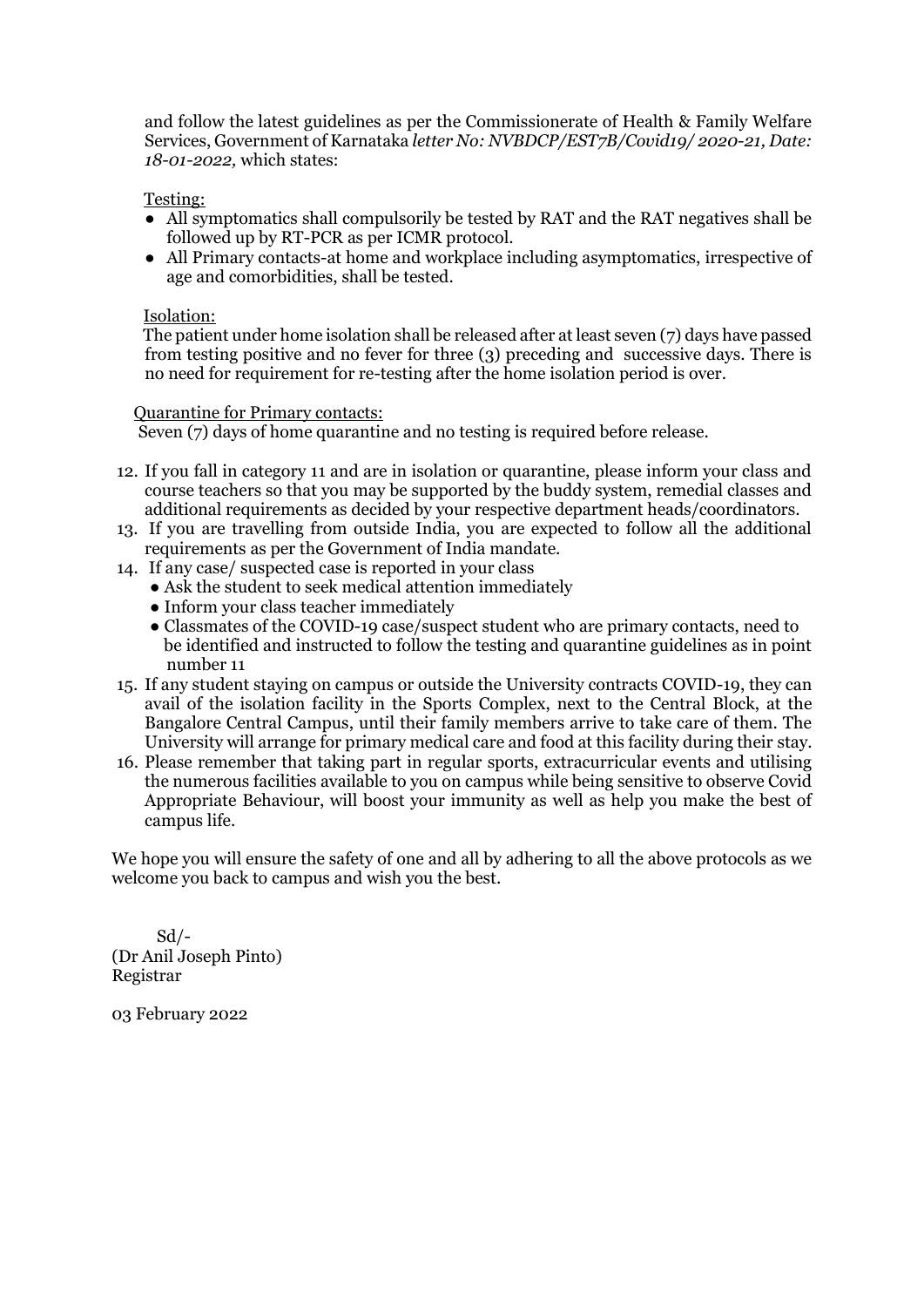and follow the latest guidelines as per the Commissionerate of Health & Family Welfare Services, Government of Karnataka *letter No: NVBDCP/EST7B/Covid19/ 2020-21, Date: 18-01-2022,* which states:

Testing:

- All symptomatics shall compulsorily be tested by RAT and the RAT negatives shall be followed up by RT-PCR as per ICMR protocol.
- All Primary contacts-at home and workplace including asymptomatics, irrespective of age and comorbidities, shall be tested.

Isolation:

The patient under home isolation shall be released after at least seven (7) days have passed from testing positive and no fever for three (3) preceding and successive days. There is no need for requirement for re-testing after the home isolation period is over.

Quarantine for Primary contacts:

Seven (7) days of home quarantine and no testing is required before release.

12. If you fall in category 11 and are in isolation or quarantine, please inform your class and course teachers so that you may be supported by the buddy system, remedial classes and additional requirements as decided by your respective department heads/coordinators.
13. If you are travelling from outside India, you are expected to follow all the additional requirements as per the Government of India mandate.
14. If any case/ suspected case is reported in your class
    - Ask the student to seek medical attention immediately
    - Inform your class teacher immediately
    - Classmates of the COVID-19 case/suspect student who are primary contacts, need to be identified and instructed to follow the testing and quarantine guidelines as in point number 11
15. If any student staying on campus or outside the University contracts COVID-19, they can avail of the isolation facility in the Sports Complex, next to the Central Block, at the Bangalore Central Campus, until their family members arrive to take care of them. The University will arrange for primary medical care and food at this facility during their stay.
16. Please remember that taking part in regular sports, extracurricular events and utilising the numerous facilities available to you on campus while being sensitive to observe Covid Appropriate Behaviour, will boost your immunity as well as help you make the best of campus life.

We hope you will ensure the safety of one and all by adhering to all the above protocols as we welcome you back to campus and wish you the best.

Sd/-
(Dr Anil Joseph Pinto)
Registrar

03 February 2022